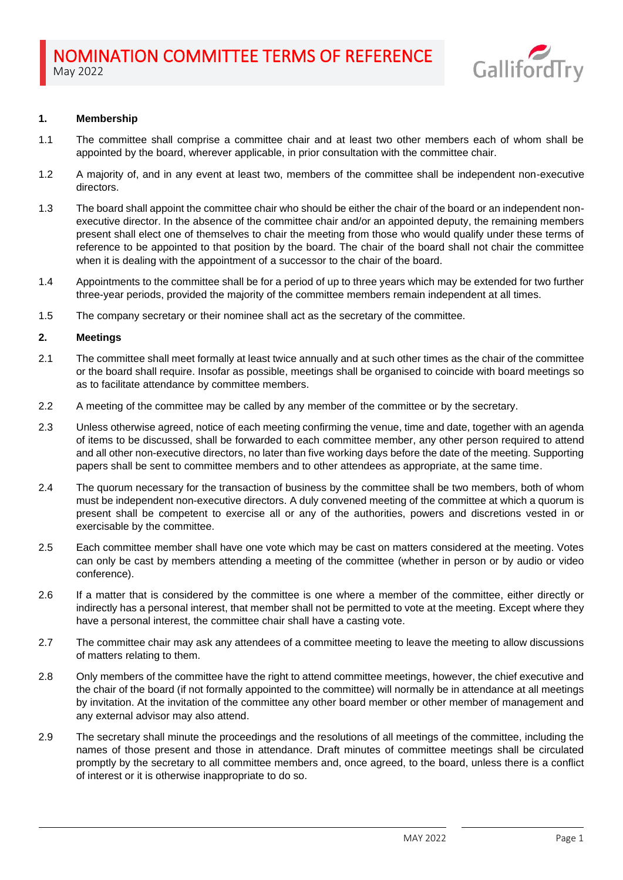# NOMINATION COMMITTEE TERMS OF REFERENCE

May 2022

**1. Membership**

1.1 The committee shall comprise a committee chair and at least two other members each of whom shall be appointed by the board, wherever applicable, in prior consultation with the committee chair.

1.2 A majority of, and in any event at least two, members of the committee shall be independent non-executive directors.

1.3 The board shall appoint the committee chair who should be either the chair of the board or an independent non-executive director. In the absence of the committee chair and/or an appointed deputy, the remaining members present shall elect one of themselves to chair the meeting from those who would qualify under these terms of reference to be appointed to that position by the board. The chair of the board shall not chair the committee when it is dealing with the appointment of a successor to the chair of the board.

1.4 Appointments to the committee shall be for a period of up to three years which may be extended for two further three-year periods, provided the majority of the committee members remain independent at all times.

1.5 The company secretary or their nominee shall act as the secretary of the committee.

**2. Meetings**

2.1 The committee shall meet formally at least twice annually and at such other times as the chair of the committee or the board shall require. Insofar as possible, meetings shall be organised to coincide with board meetings so as to facilitate attendance by committee members.

2.2 A meeting of the committee may be called by any member of the committee or by the secretary.

2.3 Unless otherwise agreed, notice of each meeting confirming the venue, time and date, together with an agenda of items to be discussed, shall be forwarded to each committee member, any other person required to attend and all other non-executive directors, no later than five working days before the date of the meeting. Supporting papers shall be sent to committee members and to other attendees as appropriate, at the same time.

2.4 The quorum necessary for the transaction of business by the committee shall be two members, both of whom must be independent non-executive directors. A duly convened meeting of the committee at which a quorum is present shall be competent to exercise all or any of the authorities, powers and discretions vested in or exercisable by the committee.

2.5 Each committee member shall have one vote which may be cast on matters considered at the meeting. Votes can only be cast by members attending a meeting of the committee (whether in person or by audio or video conference).

2.6 If a matter that is considered by the committee is one where a member of the committee, either directly or indirectly has a personal interest, that member shall not be permitted to vote at the meeting. Except where they have a personal interest, the committee chair shall have a casting vote.

2.7 The committee chair may ask any attendees of a committee meeting to leave the meeting to allow discussions of matters relating to them.

2.8 Only members of the committee have the right to attend committee meetings, however, the chief executive and the chair of the board (if not formally appointed to the committee) will normally be in attendance at all meetings by invitation. At the invitation of the committee any other board member or other member of management and any external advisor may also attend.

2.9 The secretary shall minute the proceedings and the resolutions of all meetings of the committee, including the names of those present and those in attendance. Draft minutes of committee meetings shall be circulated promptly by the secretary to all committee members and, once agreed, to the board, unless there is a conflict of interest or it is otherwise inappropriate to do so.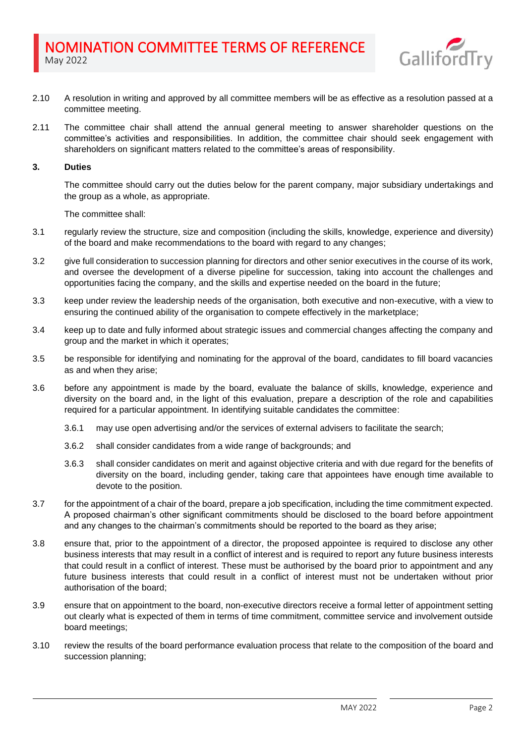2.10 A resolution in writing and approved by all committee members will be as effective as a resolution passed at a committee meeting.

2.11 The committee chair shall attend the annual general meeting to answer shareholder questions on the committee's activities and responsibilities. In addition, the committee chair should seek engagement with shareholders on significant matters related to the committee's areas of responsibility.

## 3. Duties

The committee should carry out the duties below for the parent company, major subsidiary undertakings and the group as a whole, as appropriate.

The committee shall:

3.1 regularly review the structure, size and composition (including the skills, knowledge, experience and diversity) of the board and make recommendations to the board with regard to any changes;

3.2 give full consideration to succession planning for directors and other senior executives in the course of its work, and oversee the development of a diverse pipeline for succession, taking into account the challenges and opportunities facing the company, and the skills and expertise needed on the board in the future;

3.3 keep under review the leadership needs of the organisation, both executive and non-executive, with a view to ensuring the continued ability of the organisation to compete effectively in the marketplace;

3.4 keep up to date and fully informed about strategic issues and commercial changes affecting the company and group and the market in which it operates;

3.5 be responsible for identifying and nominating for the approval of the board, candidates to fill board vacancies as and when they arise;

3.6 before any appointment is made by the board, evaluate the balance of skills, knowledge, experience and diversity on the board and, in the light of this evaluation, prepare a description of the role and capabilities required for a particular appointment. In identifying suitable candidates the committee:

3.6.1 may use open advertising and/or the services of external advisers to facilitate the search;

3.6.2 shall consider candidates from a wide range of backgrounds; and

3.6.3 shall consider candidates on merit and against objective criteria and with due regard for the benefits of diversity on the board, including gender, taking care that appointees have enough time available to devote to the position.

3.7 for the appointment of a chair of the board, prepare a job specification, including the time commitment expected. A proposed chairman's other significant commitments should be disclosed to the board before appointment and any changes to the chairman's commitments should be reported to the board as they arise;

3.8 ensure that, prior to the appointment of a director, the proposed appointee is required to disclose any other business interests that may result in a conflict of interest and is required to report any future business interests that could result in a conflict of interest. These must be authorised by the board prior to appointment and any future business interests that could result in a conflict of interest must not be undertaken without prior authorisation of the board;

3.9 ensure that on appointment to the board, non-executive directors receive a formal letter of appointment setting out clearly what is expected of them in terms of time commitment, committee service and involvement outside board meetings;

3.10 review the results of the board performance evaluation process that relate to the composition of the board and succession planning;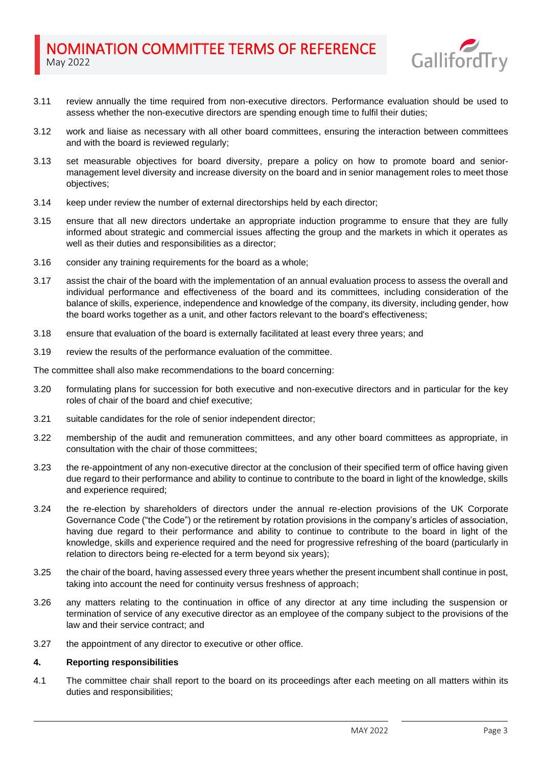3.11 review annually the time required from non-executive directors. Performance evaluation should be used to assess whether the non-executive directors are spending enough time to fulfil their duties;

3.12 work and liaise as necessary with all other board committees, ensuring the interaction between committees and with the board is reviewed regularly;

3.13 set measurable objectives for board diversity, prepare a policy on how to promote board and senior-management level diversity and increase diversity on the board and in senior management roles to meet those objectives;

3.14 keep under review the number of external directorships held by each director;

3.15 ensure that all new directors undertake an appropriate induction programme to ensure that they are fully informed about strategic and commercial issues affecting the group and the markets in which it operates as well as their duties and responsibilities as a director;

3.16 consider any training requirements for the board as a whole;

3.17 assist the chair of the board with the implementation of an annual evaluation process to assess the overall and individual performance and effectiveness of the board and its committees, including consideration of the balance of skills, experience, independence and knowledge of the company, its diversity, including gender, how the board works together as a unit, and other factors relevant to the board's effectiveness;

3.18 ensure that evaluation of the board is externally facilitated at least every three years; and

3.19 review the results of the performance evaluation of the committee.

The committee shall also make recommendations to the board concerning:

3.20 formulating plans for succession for both executive and non-executive directors and in particular for the key roles of chair of the board and chief executive;

3.21 suitable candidates for the role of senior independent director;

3.22 membership of the audit and remuneration committees, and any other board committees as appropriate, in consultation with the chair of those committees;

3.23 the re-appointment of any non-executive director at the conclusion of their specified term of office having given due regard to their performance and ability to continue to contribute to the board in light of the knowledge, skills and experience required;

3.24 the re-election by shareholders of directors under the annual re-election provisions of the UK Corporate Governance Code ("the Code") or the retirement by rotation provisions in the company's articles of association, having due regard to their performance and ability to continue to contribute to the board in light of the knowledge, skills and experience required and the need for progressive refreshing of the board (particularly in relation to directors being re-elected for a term beyond six years);

3.25 the chair of the board, having assessed every three years whether the present incumbent shall continue in post, taking into account the need for continuity versus freshness of approach;

3.26 any matters relating to the continuation in office of any director at any time including the suspension or termination of service of any executive director as an employee of the company subject to the provisions of the law and their service contract; and

3.27 the appointment of any director to executive or other office.

**4. Reporting responsibilities**

4.1 The committee chair shall report to the board on its proceedings after each meeting on all matters within its duties and responsibilities;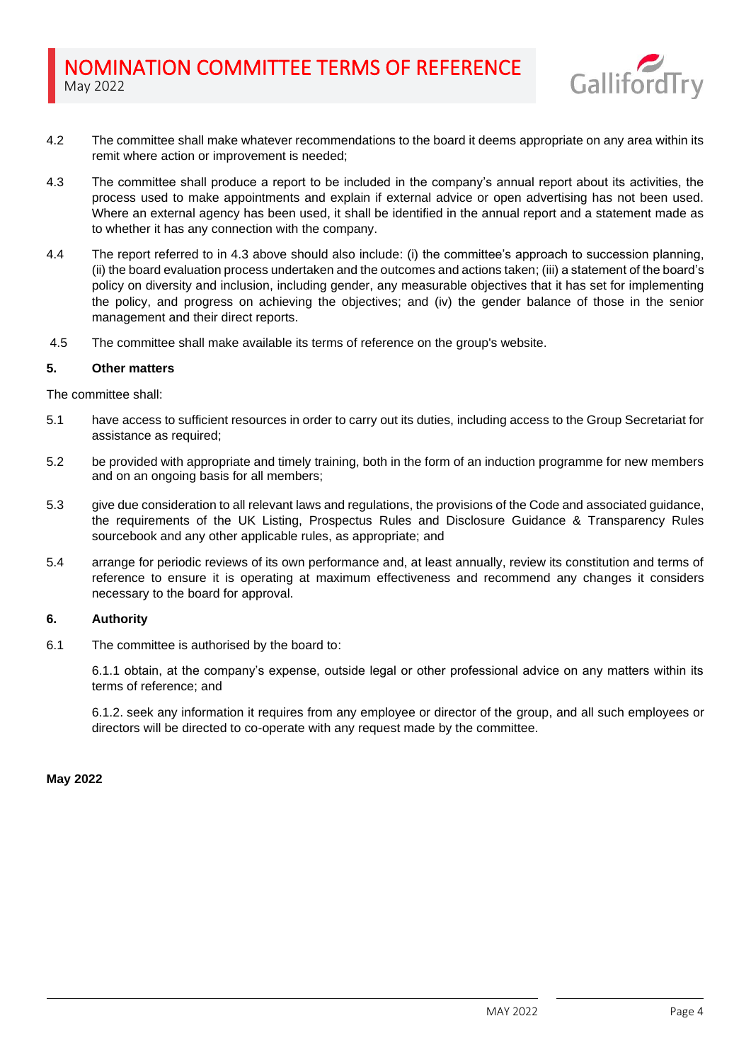4.2 The committee shall make whatever recommendations to the board it deems appropriate on any area within its remit where action or improvement is needed;

4.3 The committee shall produce a report to be included in the company's annual report about its activities, the process used to make appointments and explain if external advice or open advertising has not been used. Where an external agency has been used, it shall be identified in the annual report and a statement made as to whether it has any connection with the company.

4.4 The report referred to in 4.3 above should also include: (i) the committee's approach to succession planning, (ii) the board evaluation process undertaken and the outcomes and actions taken; (iii) a statement of the board's policy on diversity and inclusion, including gender, any measurable objectives that it has set for implementing the policy, and progress on achieving the objectives; and (iv) the gender balance of those in the senior management and their direct reports.

4.5 The committee shall make available its terms of reference on the group's website.

**5. Other matters**

The committee shall:

5.1 have access to sufficient resources in order to carry out its duties, including access to the Group Secretariat for assistance as required;

5.2 be provided with appropriate and timely training, both in the form of an induction programme for new members and on an ongoing basis for all members;

5.3 give due consideration to all relevant laws and regulations, the provisions of the Code and associated guidance, the requirements of the UK Listing, Prospectus Rules and Disclosure Guidance & Transparency Rules sourcebook and any other applicable rules, as appropriate; and

5.4 arrange for periodic reviews of its own performance and, at least annually, review its constitution and terms of reference to ensure it is operating at maximum effectiveness and recommend any changes it considers necessary to the board for approval.

**6. Authority**

6.1 The committee is authorised by the board to:

6.1.1 obtain, at the company's expense, outside legal or other professional advice on any matters within its terms of reference; and

6.1.2. seek any information it requires from any employee or director of the group, and all such employees or directors will be directed to co-operate with any request made by the committee.

**May 2022**